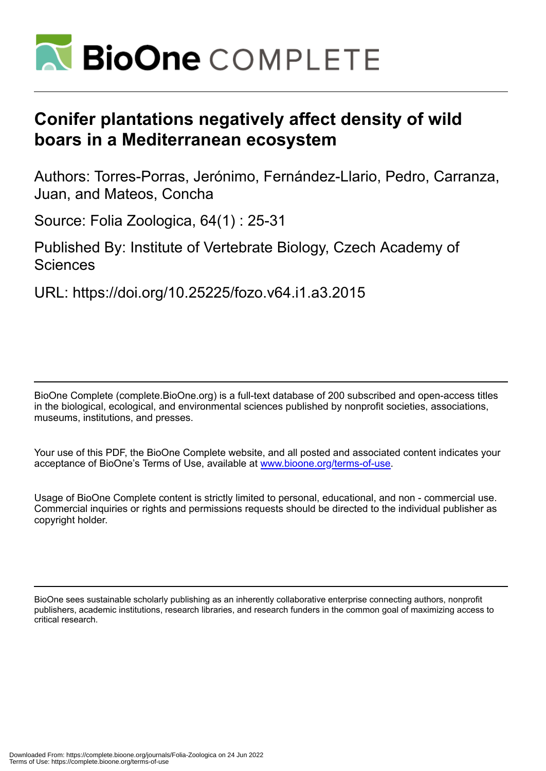# Conifer plantations negatively affect density of wild boars in a Mediterranean ecosystem

Authors: Torres-Porras, Jerónimo, Fernández-Llario, Pedro, Carranza, Juan, and Mateos, Concha

Source: Folia Zoologica, 64(1) : 25-31

Published By: Institute of Vertebrate Biology, Czech Academy of Sciences

URL: https://doi.org/10.25225/fozo.v64.i1.a3.2015

BioOne Complete (complete.BioOne.org) is a full-text database of 200 subscribed and open-access titles in the biological, ecological, and environmental sciences published by nonprofit societies, associations, museums, institutions, and presses.

Your use of this PDF, the BioOne Complete website, and all posted and associated content indicates your acceptance of BioOne's Terms of Use, available at www.bioone.org/terms-of-use.

Usage of BioOne Complete content is strictly limited to personal, educational, and non - commercial use. Commercial inquiries or rights and permissions requests should be directed to the individual publisher as copyright holder.

BioOne sees sustainable scholarly publishing as an inherently collaborative enterprise connecting authors, nonprofit publishers, academic institutions, research libraries, and research funders in the common goal of maximizing access to critical research.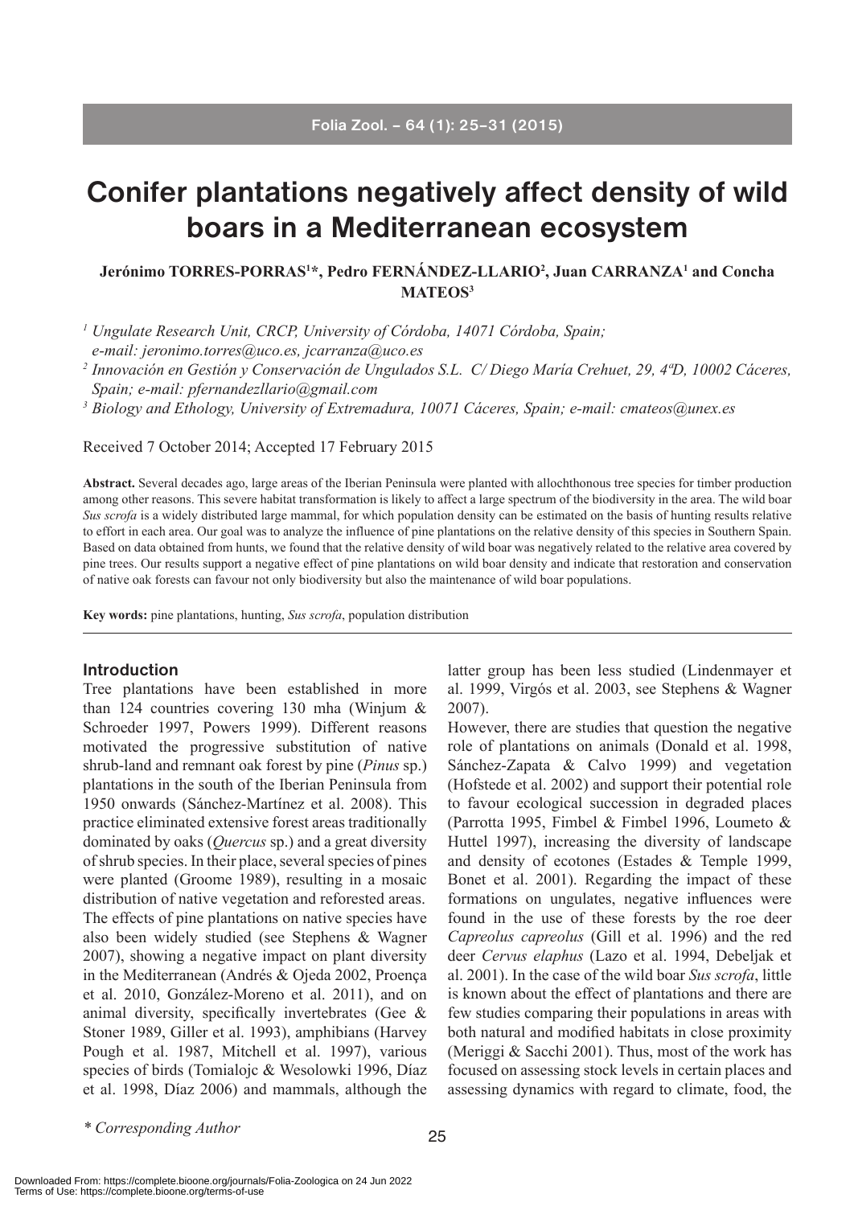# Conifer plantations negatively affect density of wild boars in a Mediterranean ecosystem

**Jerónimo TORRES-PORRAS[1]*, Pedro FERNÁNDEZ-LLARIO[2], Juan CARRANZA[1] and Concha MATEOS[3]**

*[1] Ungulate Research Unit, CRCP, University of Córdoba, 14071 Córdoba, Spain; e-mail: jeronimo.torres@uco.es, jcarranza@uco.es*

*[2] Innovación en Gestión y Conservación de Ungulados S.L. C/ Diego María Crehuet, 29, 4ºD, 10002 Cáceres, Spain; e-mail: pfernandezllario@gmail.com*

*[3] Biology and Ethology, University of Extremadura, 10071 Cáceres, Spain; e-mail: cmateos@unex.es*

Received 7 October 2014; Accepted 17 February 2015

**Abstract.** Several decades ago, large areas of the Iberian Peninsula were planted with allochthonous tree species for timber production among other reasons. This severe habitat transformation is likely to affect a large spectrum of the biodiversity in the area. The wild boar *Sus scrofa* is a widely distributed large mammal, for which population density can be estimated on the basis of hunting results relative to effort in each area. Our goal was to analyze the influence of pine plantations on the relative density of this species in Southern Spain. Based on data obtained from hunts, we found that the relative density of wild boar was negatively related to the relative area covered by pine trees. Our results support a negative effect of pine plantations on wild boar density and indicate that restoration and conservation of native oak forests can favour not only biodiversity but also the maintenance of wild boar populations.

**Key words:** pine plantations, hunting, *Sus scrofa*, population distribution

## Introduction

Tree plantations have been established in more than 124 countries covering 130 mha (Winjum & Schroeder 1997, Powers 1999). Different reasons motivated the progressive substitution of native shrub-land and remnant oak forest by pine (*Pinus* sp.) plantations in the south of the Iberian Peninsula from 1950 onwards (Sánchez-Martínez et al. 2008). This practice eliminated extensive forest areas traditionally dominated by oaks (*Quercus* sp.) and a great diversity of shrub species. In their place, several species of pines were planted (Groome 1989), resulting in a mosaic distribution of native vegetation and reforested areas. The effects of pine plantations on native species have also been widely studied (see Stephens & Wagner 2007), showing a negative impact on plant diversity in the Mediterranean (Andrés & Ojeda 2002, Proença et al. 2010, González-Moreno et al. 2011), and on animal diversity, specifically invertebrates (Gee & Stoner 1989, Giller et al. 1993), amphibians (Harvey Pough et al. 1987, Mitchell et al. 1997), various species of birds (Tomialojc & Wesolowski 1996, Díaz et al. 1998, Díaz 2006) and mammals, although the latter group has been less studied (Lindenmayer et al. 1999, Virgós et al. 2003, see Stephens & Wagner 2007).

However, there are studies that question the negative role of plantations on animals (Donald et al. 1998, Sánchez-Zapata & Calvo 1999) and vegetation (Hofstede et al. 2002) and support their potential role to favour ecological succession in degraded places (Parrotta 1995, Fimbel & Fimbel 1996, Loumeto & Huttel 1997), increasing the diversity of landscape and density of ecotones (Estades & Temple 1999, Bonet et al. 2001). Regarding the impact of these formations on ungulates, negative influences were found in the use of these forests by the roe deer *Capreolus capreolus* (Gill et al. 1996) and the red deer *Cervus elaphus* (Lazo et al. 1994, Debeljak et al. 2001). In the case of the wild boar *Sus scrofa*, little is known about the effect of plantations and there are few studies comparing their populations in areas with both natural and modified habitats in close proximity (Meriggi & Sacchi 2001). Thus, most of the work has focused on assessing stock levels in certain places and assessing dynamics with regard to climate, food, the

\* Corresponding Author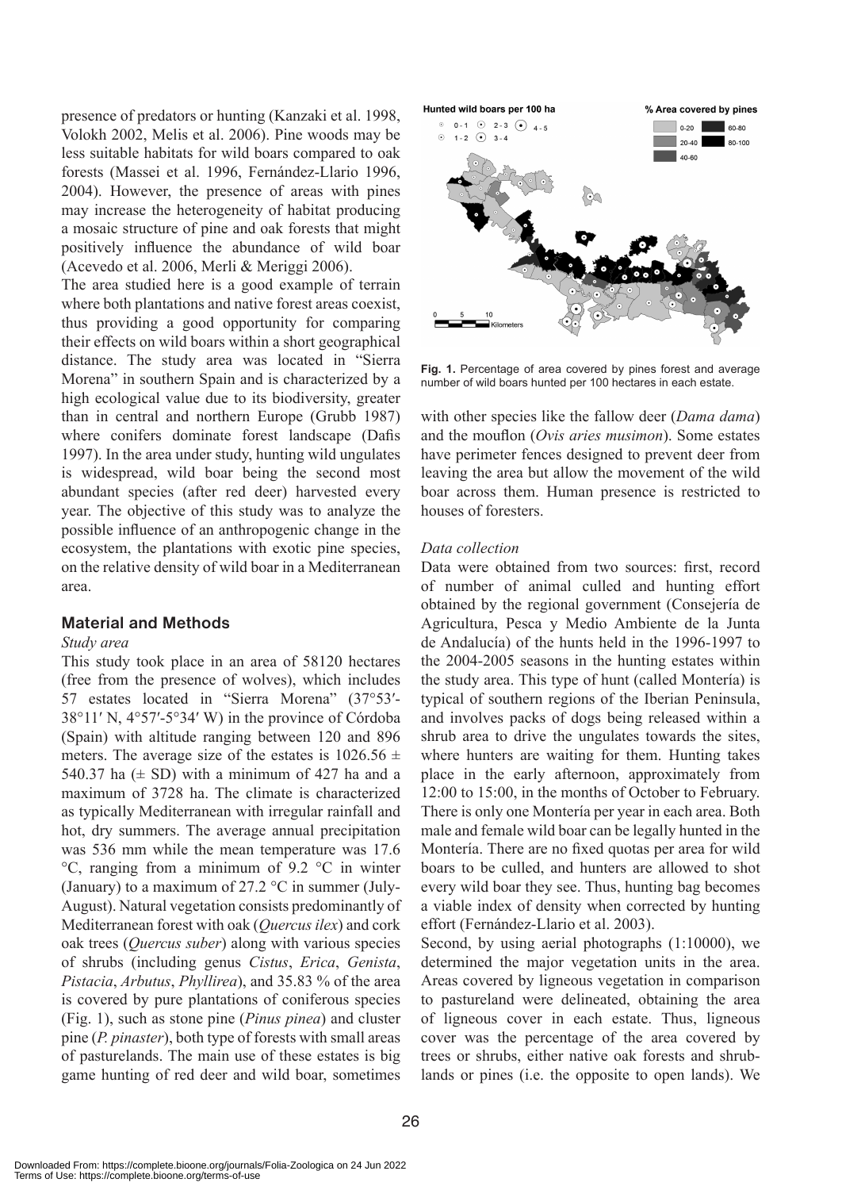presence of predators or hunting (Kanzaki et al. 1998, Volokh 2002, Melis et al. 2006). Pine woods may be less suitable habitats for wild boars compared to oak forests (Massei et al. 1996, Fernández-Llario 1996, 2004). However, the presence of areas with pines may increase the heterogeneity of habitat producing a mosaic structure of pine and oak forests that might positively influence the abundance of wild boar (Acevedo et al. 2006, Merli & Meriggi 2006).

The area studied here is a good example of terrain where both plantations and native forest areas coexist, thus providing a good opportunity for comparing their effects on wild boars within a short geographical distance. The study area was located in "Sierra Morena" in southern Spain and is characterized by a high ecological value due to its biodiversity, greater than in central and northern Europe (Grubb 1987) where conifers dominate forest landscape (Dafis 1997). In the area under study, hunting wild ungulates is widespread, wild boar being the second most abundant species (after red deer) harvested every year. The objective of this study was to analyze the possible influence of an anthropogenic change in the ecosystem, the plantations with exotic pine species, on the relative density of wild boar in a Mediterranean area.

## Material and Methods

### *Study area*

This study took place in an area of 58120 hectares (free from the presence of wolves), which includes 57 estates located in "Sierra Morena" (37°53′-38°11′ N, 4°57′-5°34′ W) in the province of Córdoba (Spain) with altitude ranging between 120 and 896 meters. The average size of the estates is 1026.56 ± 540.37 ha (± SD) with a minimum of 427 ha and a maximum of 3728 ha. The climate is characterized as typically Mediterranean with irregular rainfall and hot, dry summers. The average annual precipitation was 536 mm while the mean temperature was 17.6 °C, ranging from a minimum of 9.2 °C in winter (January) to a maximum of 27.2 °C in summer (July-August). Natural vegetation consists predominantly of Mediterranean forest with oak (*Quercus ilex*) and cork oak trees (*Quercus suber*) along with various species of shrubs (including genus *Cistus*, *Erica*, *Genista*, *Pistacia*, *Arbutus*, *Phyllirea*), and 35.83 % of the area is covered by pure plantations of coniferous species (Fig. 1), such as stone pine (*Pinus pinea*) and cluster pine (*P. pinaster*), both type of forests with small areas of pasturelands. The main use of these estates is big game hunting of red deer and wild boar, sometimes with other species like the fallow deer (*Dama dama*) and the mouflon (*Ovis aries musimon*). Some estates have perimeter fences designed to prevent deer from leaving the area but allow the movement of the wild boar across them. Human presence is restricted to houses of foresters.

Hunted wild boars per 100 ha
0-1
1-2
2-3
3-4
4-5
% Area covered by pines
0-20
20-40
40-60
60-80
80-100
0 5 10 Kilometers

**Fig. 1.** Percentage of area covered by pines forest and average number of wild boars hunted per 100 hectares in each estate.

### *Data collection*

Data were obtained from two sources: first, record of number of animal culled and hunting effort obtained by the regional government (Consejería de Agricultura, Pesca y Medio Ambiente de la Junta de Andalucía) of the hunts held in the 1996-1997 to the 2004-2005 seasons in the hunting estates within the study area. This type of hunt (called Montería) is typical of southern regions of the Iberian Peninsula, and involves packs of dogs being released within a shrub area to drive the ungulates towards the sites, where hunters are waiting for them. Hunting takes place in the early afternoon, approximately from 12:00 to 15:00, in the months of October to February. There is only one Montería per year in each area. Both male and female wild boar can be legally hunted in the Montería. There are no fixed quotas per area for wild boars to be culled, and hunters are allowed to shot every wild boar they see. Thus, hunting bag becomes a viable index of density when corrected by hunting effort (Fernández-Llario et al. 2003).

Second, by using aerial photographs (1:10000), we determined the major vegetation units in the area. Areas covered by ligneous vegetation in comparison to pastureland were delineated, obtaining the area of ligneous cover in each estate. Thus, ligneous cover was the percentage of the area covered by trees or shrubs, either native oak forests and shrub-lands or pines (i.e. the opposite to open lands). We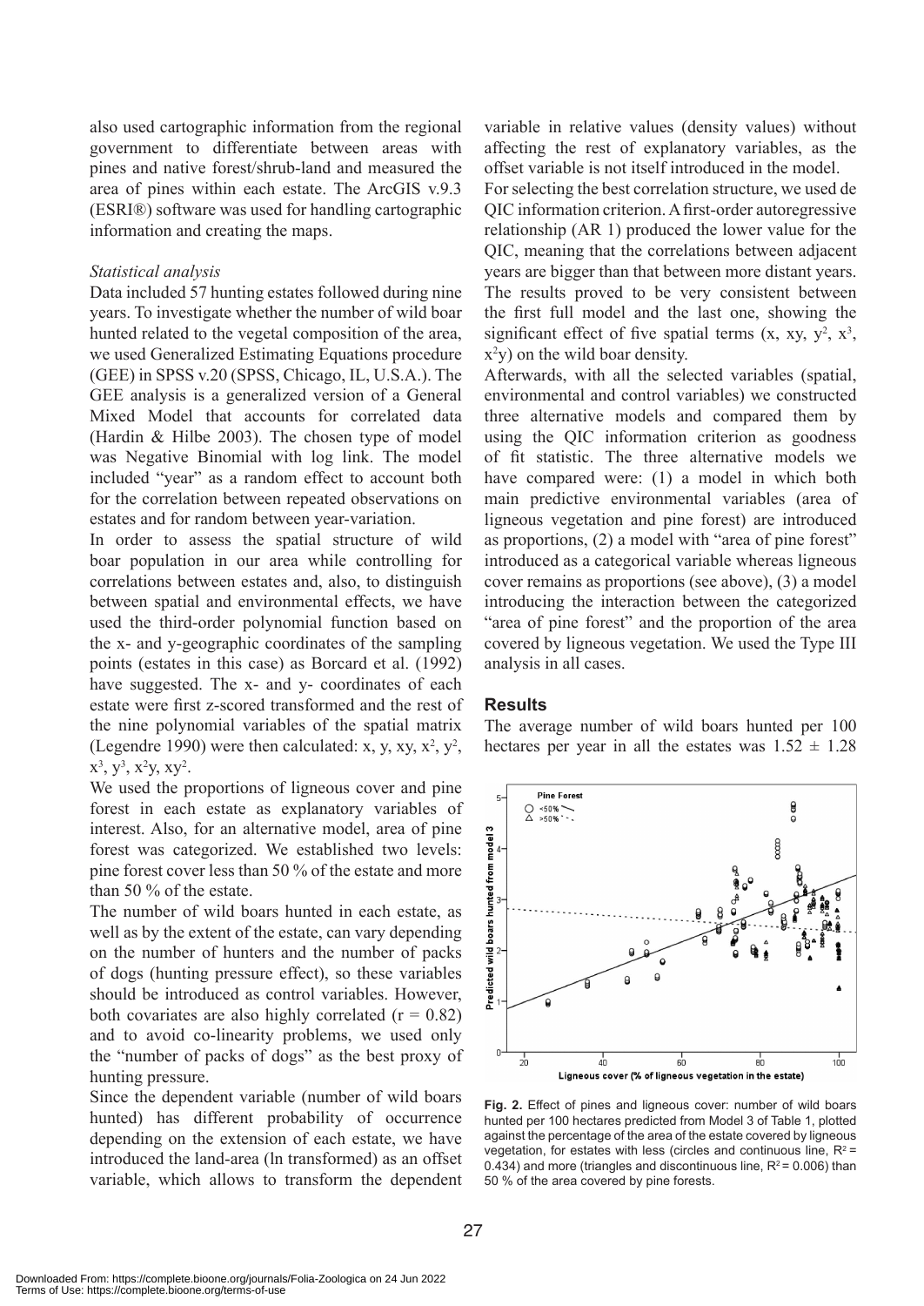also used cartographic information from the regional government to differentiate between areas with pines and native forest/shrub-land and measured the area of pines within each estate. The ArcGIS v.9.3 (ESRI®) software was used for handling cartographic information and creating the maps.

### *Statistical analysis*

Data included 57 hunting estates followed during nine years. To investigate whether the number of wild boar hunted related to the vegetal composition of the area, we used Generalized Estimating Equations procedure (GEE) in SPSS v.20 (SPSS, Chicago, IL, U.S.A.). The GEE analysis is a generalized version of a General Mixed Model that accounts for correlated data (Hardin & Hilbe 2003). The chosen type of model was Negative Binomial with log link. The model included "year" as a random effect to account both for the correlation between repeated observations on estates and for random between year-variation.

In order to assess the spatial structure of wild boar population in our area while controlling for correlations between estates and, also, to distinguish between spatial and environmental effects, we have used the third-order polynomial function based on the x- and y-geographic coordinates of the sampling points (estates in this case) as Borcard et al. (1992) have suggested. The x- and y- coordinates of each estate were first z-scored transformed and the rest of the nine polynomial variables of the spatial matrix (Legendre 1990) were then calculated: x, y, xy, $x^2$, $y^2$, $x^3$, $y^3$, $x^2y$, $xy^2$.

We used the proportions of ligneous cover and pine forest in each estate as explanatory variables of interest. Also, for an alternative model, area of pine forest was categorized. We established two levels: pine forest cover less than 50 % of the estate and more than 50 % of the estate.

The number of wild boars hunted in each estate, as well as by the extent of the estate, can vary depending on the number of hunters and the number of packs of dogs (hunting pressure effect), so these variables should be introduced as control variables. However, both covariates are also highly correlated ($r = 0.82$) and to avoid co-linearity problems, we used only the "number of packs of dogs" as the best proxy of hunting pressure.

Since the dependent variable (number of wild boars hunted) has different probability of occurrence depending on the extension of each estate, we have introduced the land-area (ln transformed) as an offset variable, which allows to transform the dependent variable in relative values (density values) without affecting the rest of explanatory variables, as the offset variable is not itself introduced in the model.

For selecting the best correlation structure, we used de QIC information criterion. A first-order autoregressive relationship (AR 1) produced the lower value for the QIC, meaning that the correlations between adjacent years are bigger than that between more distant years. The results proved to be very consistent between the first full model and the last one, showing the significant effect of five spatial terms (x, xy, $y^2$, $x^3$, $x^2y$) on the wild boar density.

Afterwards, with all the selected variables (spatial, environmental and control variables) we constructed three alternative models and compared them by using the QIC information criterion as goodness of fit statistic. The three alternative models we have compared were: (1) a model in which both main predictive environmental variables (area of ligneous vegetation and pine forest) are introduced as proportions, (2) a model with "area of pine forest" introduced as a categorical variable whereas ligneous cover remains as proportions (see above), (3) a model introducing the interaction between the categorized "area of pine forest" and the proportion of the area covered by ligneous vegetation. We used the Type III analysis in all cases.

## Results

The average number of wild boars hunted per 100 hectares per year in all the estates was $1.52 \pm 1.28$

Pine Forest
<50%
>50%

Predicted wild boars hunted from model 3

Ligneous cover (% of ligneous vegetation in the estate)

0 1 2 3 4 5

20 40 60 80 100

**Fig. 2.** Effect of pines and ligneous cover: number of wild boars hunted per 100 hectares predicted from Model 3 of Table 1, plotted against the percentage of the area of the estate covered by ligneous vegetation, for estates with less (circles and continuous line, $R^2 = 0.434$) and more (triangles and discontinuous line, $R^2 = 0.006$) than 50 % of the area covered by pine forests.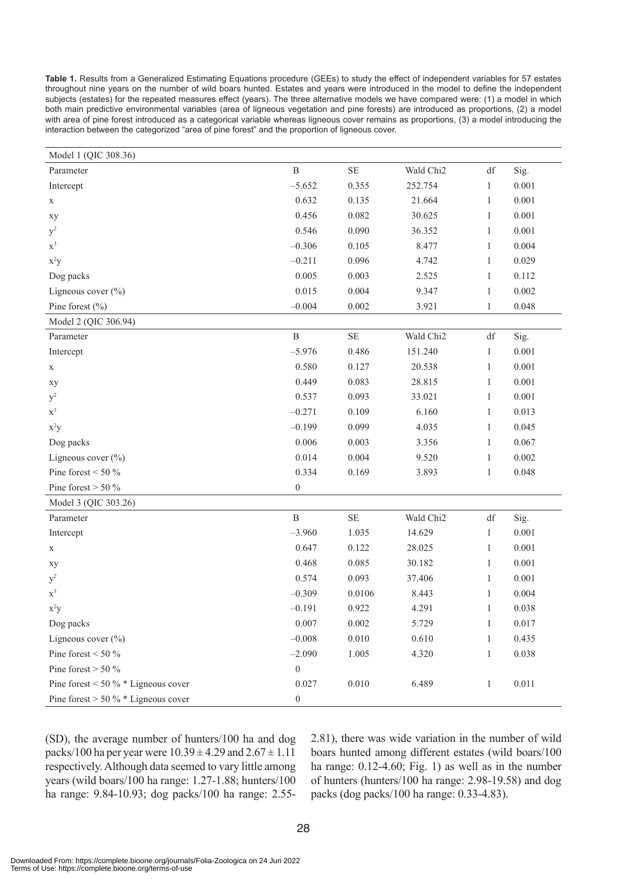**Table 1.** Results from a Generalized Estimating Equations procedure (GEEs) to study the effect of independent variables for 57 estates throughout nine years on the number of wild boars hunted. Estates and years were introduced in the model to define the independent subjects (estates) for the repeated measures effect (years). The three alternative models we have compared were: (1) a model in which both main predictive environmental variables (area of ligneous vegetation and pine forests) are introduced as proportions, (2) a model with area of pine forest introduced as a categorical variable whereas ligneous cover remains as proportions, (3) a model introducing the interaction between the categorized "area of pine forest" and the proportion of ligneous cover.

| Model 1 (QIC 308.36) | | | | | |
|---|---|---|---|---|---|
| Parameter | B | SE | Wald Chi2 | df | Sig. |
| Intercept | –5.652 | 0.355 | 252.754 | 1 | 0.001 |
| x | 0.632 | 0.135 | 21.664 | 1 | 0.001 |
| xy | 0.456 | 0.082 | 30.625 | 1 | 0.001 |
| $y^2$ | 0.546 | 0.090 | 36.352 | 1 | 0.001 |
| $x^3$ | –0.306 | 0.105 | 8.477 | 1 | 0.004 |
| $x^2y$ | –0.211 | 0.096 | 4.742 | 1 | 0.029 |
| Dog packs | 0.005 | 0.003 | 2.525 | 1 | 0.112 |
| Ligneous cover (%) | 0.015 | 0.004 | 9.347 | 1 | 0.002 |
| Pine forest (%) | –0.004 | 0.002 | 3.921 | 1 | 0.048 |
| **Model 2 (QIC 306.94)** | | | | | |
| Parameter | B | SE | Wald Chi2 | df | Sig. |
| Intercept | –5.976 | 0.486 | 151.240 | 1 | 0.001 |
| x | 0.580 | 0.127 | 20.538 | 1 | 0.001 |
| xy | 0.449 | 0.083 | 28.815 | 1 | 0.001 |
| $y^2$ | 0.537 | 0.093 | 33.021 | 1 | 0.001 |
| $x^3$ | –0.271 | 0.109 | 6.160 | 1 | 0.013 |
| $x^2y$ | –0.199 | 0.099 | 4.035 | 1 | 0.045 |
| Dog packs | 0.006 | 0.003 | 3.356 | 1 | 0.067 |
| Ligneous cover (%) | 0.014 | 0.004 | 9.520 | 1 | 0.002 |
| Pine forest < 50 % | 0.334 | 0.169 | 3.893 | 1 | 0.048 |
| Pine forest > 50 % | 0 | | | | |
| **Model 3 (QIC 303.26)** | | | | | |
| Parameter | B | SE | Wald Chi2 | df | Sig. |
| Intercept | –3.960 | 1.035 | 14.629 | 1 | 0.001 |
| x | 0.647 | 0.122 | 28.025 | 1 | 0.001 |
| xy | 0.468 | 0.085 | 30.182 | 1 | 0.001 |
| $y^2$ | 0.574 | 0.093 | 37.406 | 1 | 0.001 |
| $x^3$ | –0.309 | 0.0106 | 8.443 | 1 | 0.004 |
| $x^2y$ | –0.191 | 0.922 | 4.291 | 1 | 0.038 |
| Dog packs | 0.007 | 0.002 | 5.729 | 1 | 0.017 |
| Ligneous cover (%) | –0.008 | 0.010 | 0.610 | 1 | 0.435 |
| Pine forest < 50 % | –2.090 | 1.005 | 4.320 | 1 | 0.038 |
| Pine forest > 50 % | 0 | | | | |
| Pine forest < 50 % * Ligneous cover | 0.027 | 0.010 | 6.489 | 1 | 0.011 |
| Pine forest > 50 % * Ligneous cover | 0 | | | | |

(SD), the average number of hunters/100 ha and dog packs/100 ha per year were $10.39 \pm 4.29$ and $2.67 \pm 1.11$ respectively. Although data seemed to vary little among years (wild boars/100 ha range: 1.27-1.88; hunters/100 ha range: 9.84-10.93; dog packs/100 ha range: 2.55-2.81), there was wide variation in the number of wild boars hunted among different estates (wild boars/100 ha range: 0.12-4.60; Fig. 1) as well as in the number of hunters (hunters/100 ha range: 2.98-19.58) and dog packs (dog packs/100 ha range: 0.33-4.83).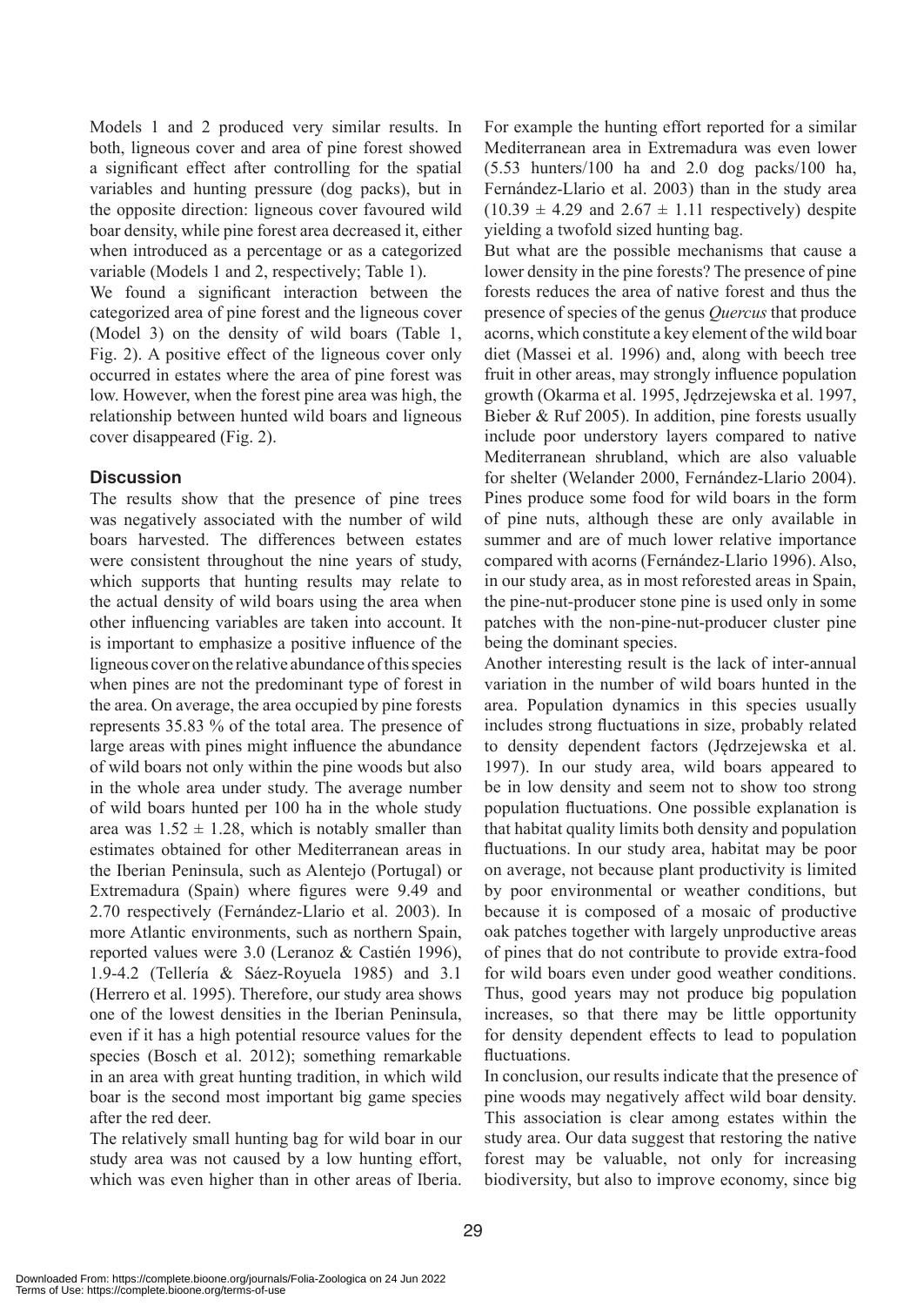Models 1 and 2 produced very similar results. In both, ligneous cover and area of pine forest showed a significant effect after controlling for the spatial variables and hunting pressure (dog packs), but in the opposite direction: ligneous cover favoured wild boar density, while pine forest area decreased it, either when introduced as a percentage or as a categorized variable (Models 1 and 2, respectively; Table 1).

We found a significant interaction between the categorized area of pine forest and the ligneous cover (Model 3) on the density of wild boars (Table 1, Fig. 2). A positive effect of the ligneous cover only occurred in estates where the area of pine forest was low. However, when the forest pine area was high, the relationship between hunted wild boars and ligneous cover disappeared (Fig. 2).

## Discussion

The results show that the presence of pine trees was negatively associated with the number of wild boars harvested. The differences between estates were consistent throughout the nine years of study, which supports that hunting results may relate to the actual density of wild boars using the area when other influencing variables are taken into account. It is important to emphasize a positive influence of the ligneous cover on the relative abundance of this species when pines are not the predominant type of forest in the area. On average, the area occupied by pine forests represents 35.83 % of the total area. The presence of large areas with pines might influence the abundance of wild boars not only within the pine woods but also in the whole area under study. The average number of wild boars hunted per 100 ha in the whole study area was $1.52 \pm 1.28$, which is notably smaller than estimates obtained for other Mediterranean areas in the Iberian Peninsula, such as Alentejo (Portugal) or Extremadura (Spain) where figures were 9.49 and 2.70 respectively (Fernández-Llario et al. 2003). In more Atlantic environments, such as northern Spain, reported values were 3.0 (Leranoz & Castién 1996), 1.9-4.2 (Tellería & Sáez-Royuela 1985) and 3.1 (Herrero et al. 1995). Therefore, our study area shows one of the lowest densities in the Iberian Peninsula, even if it has a high potential resource values for the species (Bosch et al. 2012); something remarkable in an area with great hunting tradition, in which wild boar is the second most important big game species after the red deer.

The relatively small hunting bag for wild boar in our study area was not caused by a low hunting effort, which was even higher than in other areas of Iberia. For example the hunting effort reported for a similar Mediterranean area in Extremadura was even lower (5.53 hunters/100 ha and 2.0 dog packs/100 ha, Fernández-Llario et al. 2003) than in the study area ($10.39 \pm 4.29$ and $2.67 \pm 1.11$ respectively) despite yielding a twofold sized hunting bag.

But what are the possible mechanisms that cause a lower density in the pine forests? The presence of pine forests reduces the area of native forest and thus the presence of species of the genus *Quercus* that produce acorns, which constitute a key element of the wild boar diet (Massei et al. 1996) and, along with beech tree fruit in other areas, may strongly influence population growth (Okarma et al. 1995, Jędrzejewska et al. 1997, Bieber & Ruf 2005). In addition, pine forests usually include poor understory layers compared to native Mediterranean shrubland, which are also valuable for shelter (Welander 2000, Fernández-Llario 2004). Pines produce some food for wild boars in the form of pine nuts, although these are only available in summer and are of much lower relative importance compared with acorns (Fernández-Llario 1996). Also, in our study area, as in most reforested areas in Spain, the pine-nut-producer stone pine is used only in some patches with the non-pine-nut-producer cluster pine being the dominant species.

Another interesting result is the lack of inter-annual variation in the number of wild boars hunted in the area. Population dynamics in this species usually includes strong fluctuations in size, probably related to density dependent factors (Jędrzejewska et al. 1997). In our study area, wild boars appeared to be in low density and seem not to show too strong population fluctuations. One possible explanation is that habitat quality limits both density and population fluctuations. In our study area, habitat may be poor on average, not because plant productivity is limited by poor environmental or weather conditions, but because it is composed of a mosaic of productive oak patches together with largely unproductive areas of pines that do not contribute to provide extra-food for wild boars even under good weather conditions. Thus, good years may not produce big population increases, so that there may be little opportunity for density dependent effects to lead to population fluctuations.

In conclusion, our results indicate that the presence of pine woods may negatively affect wild boar density. This association is clear among estates within the study area. Our data suggest that restoring the native forest may be valuable, not only for increasing biodiversity, but also to improve economy, since big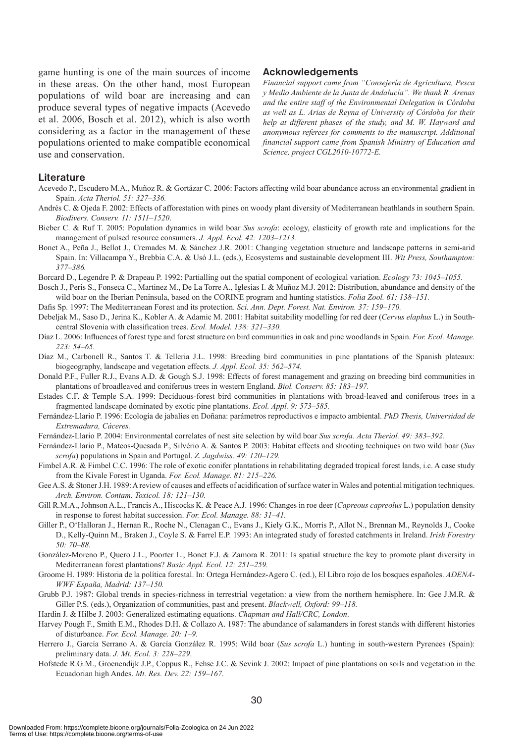game hunting is one of the main sources of income in these areas. On the other hand, most European populations of wild boar are increasing and can produce several types of negative impacts (Acevedo et al. 2006, Bosch et al. 2012), which is also worth considering as a factor in the management of these populations oriented to make compatible economical use and conservation.

## Acknowledgements

*Financial support came from "Consejería de Agricultura, Pesca y Medio Ambiente de la Junta de Andalucía". We thank R. Arenas and the entire staff of the Environmental Delegation in Córdoba as well as L. Arias de Reyna of University of Córdoba for their help at different phases of the study, and M. W. Hayward and anonymous referees for comments to the manuscript. Additional financial support came from Spanish Ministry of Education and Science, project CGL2010-10772-E.*

## Literature

Acevedo P., Escudero M.A., Muñoz R. & Gortázar C. 2006: Factors affecting wild boar abundance across an environmental gradient in Spain. *Acta Theriol. 51: 327–336.*

Andrés C. & Ojeda F. 2002: Effects of afforestation with pines on woody plant diversity of Mediterranean heathlands in southern Spain. *Biodivers. Conserv. 11: 1511–1520*.

Bieber C. & Ruf T. 2005: Population dynamics in wild boar *Sus scrofa*: ecology, elasticity of growth rate and implications for the management of pulsed resource consumers. *J. Appl. Ecol. 42: 1203–1213.*

Bonet A., Peña J., Bellot J., Cremades M. & Sánchez J.R. 2001: Changing vegetation structure and landscape patterns in semi-arid Spain. In: Villacampa Y., Brebbia C.A. & Usó J.L. (eds.), Ecosystems and sustainable development III. *Wit Press, Southampton: 377–386.*

Borcard D., Legendre P. & Drapeau P. 1992: Partialling out the spatial component of ecological variation. *Ecology 73: 1045–1055.*

Bosch J., Peris S., Fonseca C., Martinez M., De La Torre A., Iglesias I. & Muñoz M.J. 2012: Distribution, abundance and density of the wild boar on the Iberian Peninsula, based on the CORINE program and hunting statistics. *Folia Zool. 61: 138–151.*

Dafis Sp. 1997: The Mediterranean Forest and its protection. *Sci. Ann. Dept. Forest. Nat. Environ. 37: 159–170.*

Debeljak M., Saso D., Jerina K., Kobler A. & Adamic M. 2001: Habitat suitability modelling for red deer (*Cervus elaphus* L.) in South-central Slovenia with classification trees. *Ecol. Model. 138: 321–330.*

Díaz L. 2006: Influences of forest type and forest structure on bird communities in oak and pine woodlands in Spain. *For. Ecol. Manage. 223: 54–65.*

Díaz M., Carbonell R., Santos T. & Telleria J.L. 1998: Breeding bird communities in pine plantations of the Spanish plateaux: biogeography, landscape and vegetation effects. *J. Appl. Ecol. 35: 562–574.*

Donald P.F., Fuller R.J., Evans A.D. & Gough S.J. 1998: Effects of forest management and grazing on breeding bird communities in plantations of broadleaved and coniferous trees in western England. *Biol. Conserv. 85: 183–197.*

Estades C.F. & Temple S.A. 1999: Deciduous-forest bird communities in plantations with broad-leaved and coniferous trees in a fragmented landscape dominated by exotic pine plantations. *Ecol. Appl. 9: 573–585.*

Fernández-Llario P. 1996: Ecología de jabalíes en Doñana: parámetros reproductivos e impacto ambiental. *PhD Thesis, Universidad de Extremadura, Cáceres.*

Fernández-Llario P. 2004: Environmental correlates of nest site selection by wild boar *Sus scrofa*. *Acta Theriol. 49: 383–392.*

Fernández-Llario P., Mateos-Quesada P., Silvério A. & Santos P. 2003: Habitat effects and shooting techniques on two wild boar (*Sus scrofa*) populations in Spain and Portugal. *Z. Jagdwiss. 49: 120–129.*

Fimbel A.R. & Fimbel C.C. 1996: The role of exotic conifer plantations in rehabilitating degraded tropical forest lands, i.c. A case study from the Kivale Forest in Uganda. *For. Ecol. Manage. 81: 215–226.*

Gee A.S. & Stoner J.H. 1989: A review of causes and effects of acidification of surface water in Wales and potential mitigation techniques. *Arch. Environ. Contam. Toxicol. 18: 121–130.*

Gill R.M.A., Johnson A.L., Francis A., Hiscocks K. & Peace A.J. 1996: Changes in roe deer (*Capreous capreolus* L.) population density in response to forest habitat succession. *For. Ecol. Manage. 88: 31–41.*

Giller P., O'Halloran J., Hernan R., Roche N., Clenagan C., Evans J., Kiely G.K., Morris P., Allot N., Brennan M., Reynolds J., Cooke D., Kelly-Quinn M., Braken J., Coyle S. & Farrel E.P. 1993: An integrated study of forested catchments in Ireland. *Irish Forestry 50: 70–88.*

González-Moreno P., Quero J.L., Poorter L., Bonet F.J. & Zamora R. 2011: Is spatial structure the key to promote plant diversity in Mediterranean forest plantations? *Basic Appl. Ecol. 12: 251–259.*

Groome H. 1989: Historia de la política forestal. In: Ortega Hernández-Agero C. (ed.), El Libro rojo de los bosques españoles. *ADENA-WWF España, Madrid: 137–150.*

Grubb P.J. 1987: Global trends in species-richness in terrestrial vegetation: a view from the northern hemisphere. In: Gee J.M.R. & Giller P.S. (eds.), Organization of communities, past and present. *Blackwell, Oxford: 99–118.*

Hardin J. & Hilbe J. 2003: Generalized estimating equations. *Chapman and Hall/CRC, London*.

Harvey Pough F., Smith E.M., Rhodes D.H. & Collazo A. 1987: The abundance of salamanders in forest stands with different histories of disturbance. *For. Ecol. Manage. 20: 1–9.*

Herrero J., García Serrano A. & García González R. 1995: Wild boar (*Sus scrofa* L.) hunting in south-western Pyrenees (Spain): preliminary data. *J. Mt. Ecol. 3: 228–229*.

Hofstede R.G.M., Groenendijk J.P., Coppus R., Fehse J.C. & Sevink J. 2002: Impact of pine plantations on soils and vegetation in the Ecuadorian high Andes. *Mt. Res. Dev. 22: 159–167.*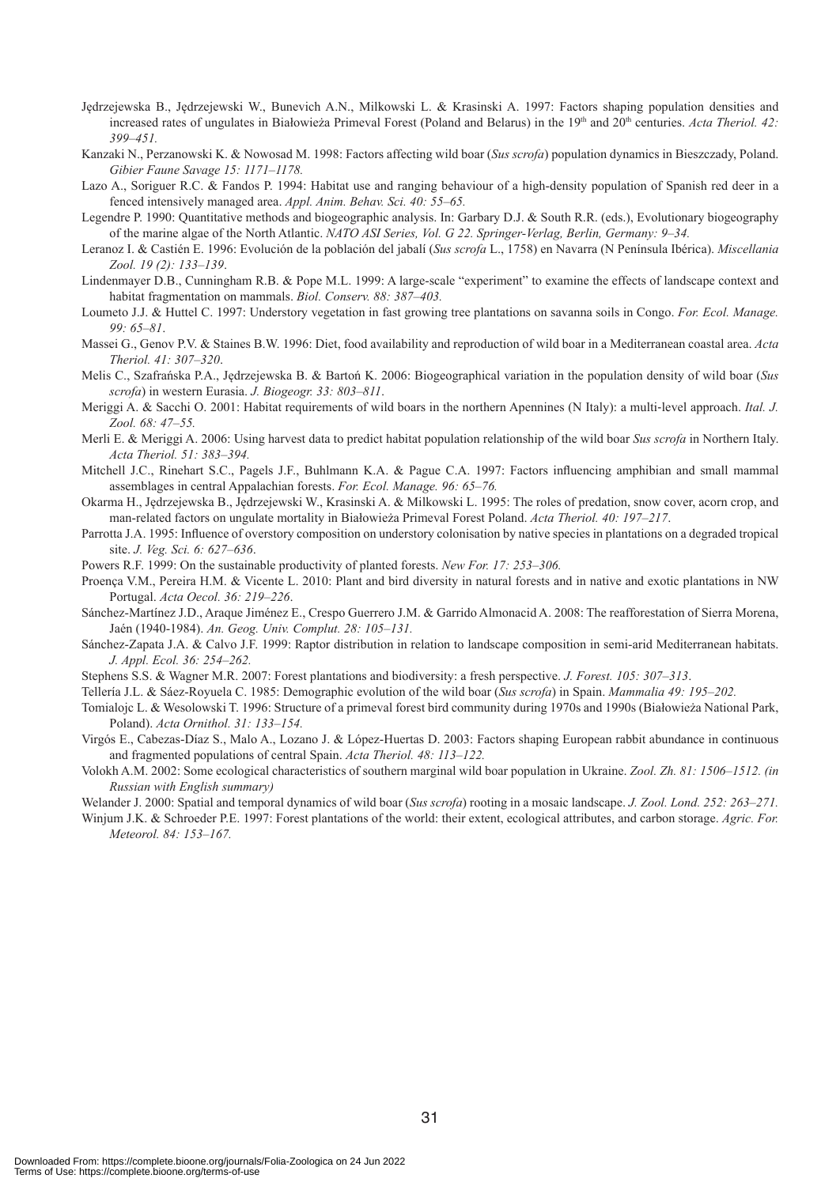Jędrzejewska B., Jędrzejewski W., Bunevich A.N., Milkowski L. & Krasinski A. 1997: Factors shaping population densities and increased rates of ungulates in Białowieża Primeval Forest (Poland and Belarus) in the 19th and 20th centuries. *Acta Theriol. 42: 399–451.*

Kanzaki N., Perzanowski K. & Nowosad M. 1998: Factors affecting wild boar (*Sus scrofa*) population dynamics in Bieszczady, Poland. *Gibier Faune Savage 15: 1171–1178.*

Lazo A., Soriguer R.C. & Fandos P. 1994: Habitat use and ranging behaviour of a high-density population of Spanish red deer in a fenced intensively managed area. *Appl. Anim. Behav. Sci. 40: 55–65.*

Legendre P. 1990: Quantitative methods and biogeographic analysis. In: Garbary D.J. & South R.R. (eds.), Evolutionary biogeography of the marine algae of the North Atlantic. *NATO ASI Series, Vol. G 22. Springer-Verlag, Berlin, Germany: 9–34.*

Leranoz I. & Castién E. 1996: Evolución de la población del jabalí (*Sus scrofa* L., 1758) en Navarra (N Península Ibérica). *Miscellania Zool. 19 (2): 133–139*.

Lindenmayer D.B., Cunningham R.B. & Pope M.L. 1999: A large-scale "experiment" to examine the effects of landscape context and habitat fragmentation on mammals. *Biol. Conserv. 88: 387–403.*

Loumeto J.J. & Huttel C. 1997: Understory vegetation in fast growing tree plantations on savanna soils in Congo. *For. Ecol. Manage. 99: 65–81*.

Massei G., Genov P.V. & Staines B.W. 1996: Diet, food availability and reproduction of wild boar in a Mediterranean coastal area. *Acta Theriol. 41: 307–320*.

Melis C., Szafrańska P.A., Jędrzejewska B. & Bartoń K. 2006: Biogeographical variation in the population density of wild boar (*Sus scrofa*) in western Eurasia. *J. Biogeogr. 33: 803–811*.

Meriggi A. & Sacchi O. 2001: Habitat requirements of wild boars in the northern Apennines (N Italy): a multi-level approach. *Ital. J. Zool. 68: 47–55.*

Merli E. & Meriggi A. 2006: Using harvest data to predict habitat population relationship of the wild boar *Sus scrofa* in Northern Italy. *Acta Theriol. 51: 383–394.*

Mitchell J.C., Rinehart S.C., Pagels J.F., Buhlmann K.A. & Pague C.A. 1997: Factors influencing amphibian and small mammal assemblages in central Appalachian forests. *For. Ecol. Manage. 96: 65–76.*

Okarma H., Jędrzejewska B., Jędrzejewski W., Krasinski A. & Milkowski L. 1995: The roles of predation, snow cover, acorn crop, and man-related factors on ungulate mortality in Białowieża Primeval Forest Poland. *Acta Theriol. 40: 197–217*.

Parrotta J.A. 1995: Influence of overstory composition on understory colonisation by native species in plantations on a degraded tropical site. *J. Veg. Sci. 6: 627–636*.

Powers R.F. 1999: On the sustainable productivity of planted forests. *New For. 17: 253–306.*

Proença V.M., Pereira H.M. & Vicente L. 2010: Plant and bird diversity in natural forests and in native and exotic plantations in NW Portugal. *Acta Oecol. 36: 219–226*.

Sánchez-Martínez J.D., Araque Jiménez E., Crespo Guerrero J.M. & Garrido Almonacid A. 2008: The reafforestation of Sierra Morena, Jaén (1940-1984). *An. Geog. Univ. Complut. 28: 105–131.*

Sánchez-Zapata J.A. & Calvo J.F. 1999: Raptor distribution in relation to landscape composition in semi-arid Mediterranean habitats. *J. Appl. Ecol. 36: 254–262.*

Stephens S.S. & Wagner M.R. 2007: Forest plantations and biodiversity: a fresh perspective. *J. Forest. 105: 307–313*.

Tellería J.L. & Sáez-Royuela C. 1985: Demographic evolution of the wild boar (*Sus scrofa*) in Spain. *Mammalia 49: 195–202.*

Tomialojc L. & Wesolowski T. 1996: Structure of a primeval forest bird community during 1970s and 1990s (Białowieża National Park, Poland). *Acta Ornithol. 31: 133–154.*

Virgós E., Cabezas-Díaz S., Malo A., Lozano J. & López-Huertas D. 2003: Factors shaping European rabbit abundance in continuous and fragmented populations of central Spain. *Acta Theriol. 48: 113–122.*

Volokh A.M. 2002: Some ecological characteristics of southern marginal wild boar population in Ukraine. *Zool. Zh. 81: 1506–1512. (in Russian with English summary)*

Welander J. 2000: Spatial and temporal dynamics of wild boar (*Sus scrofa*) rooting in a mosaic landscape. *J. Zool. Lond. 252: 263–271.*

Winjum J.K. & Schroeder P.E. 1997: Forest plantations of the world: their extent, ecological attributes, and carbon storage. *Agric. For. Meteorol. 84: 153–167.*